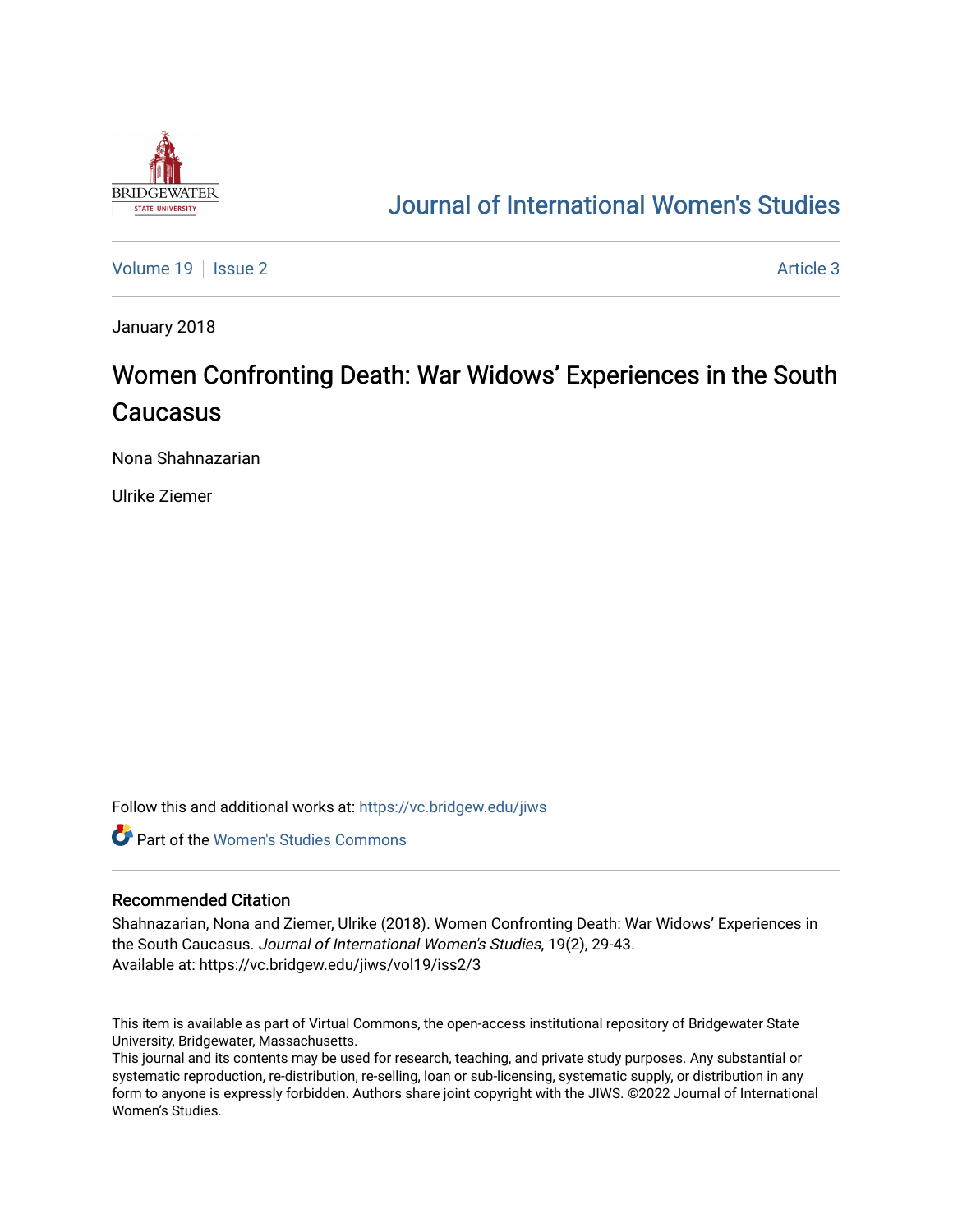# Journal of International Women's Studies

Volume 19 | Issue 2 | Article 3

January 2018

# Women Confronting Death: War Widows' Experiences in the South Caucasus

Nona Shahnazarian

Ulrike Ziemer

Follow this and additional works at: https://vc.bridgew.edu/jiws

Part of the Women's Studies Commons

## Recommended Citation

Shahnazarian, Nona and Ziemer, Ulrike (2018). Women Confronting Death: War Widows' Experiences in the South Caucasus. *Journal of International Women's Studies*, 19(2), 29-43.
Available at: https://vc.bridgew.edu/jiws/vol19/iss2/3

This item is available as part of Virtual Commons, the open-access institutional repository of Bridgewater State University, Bridgewater, Massachusetts.
This journal and its contents may be used for research, teaching, and private study purposes. Any substantial or systematic reproduction, re-distribution, re-selling, loan or sub-licensing, systematic supply, or distribution in any form to anyone is expressly forbidden. Authors share joint copyright with the JIWS. ©2022 Journal of International Women's Studies.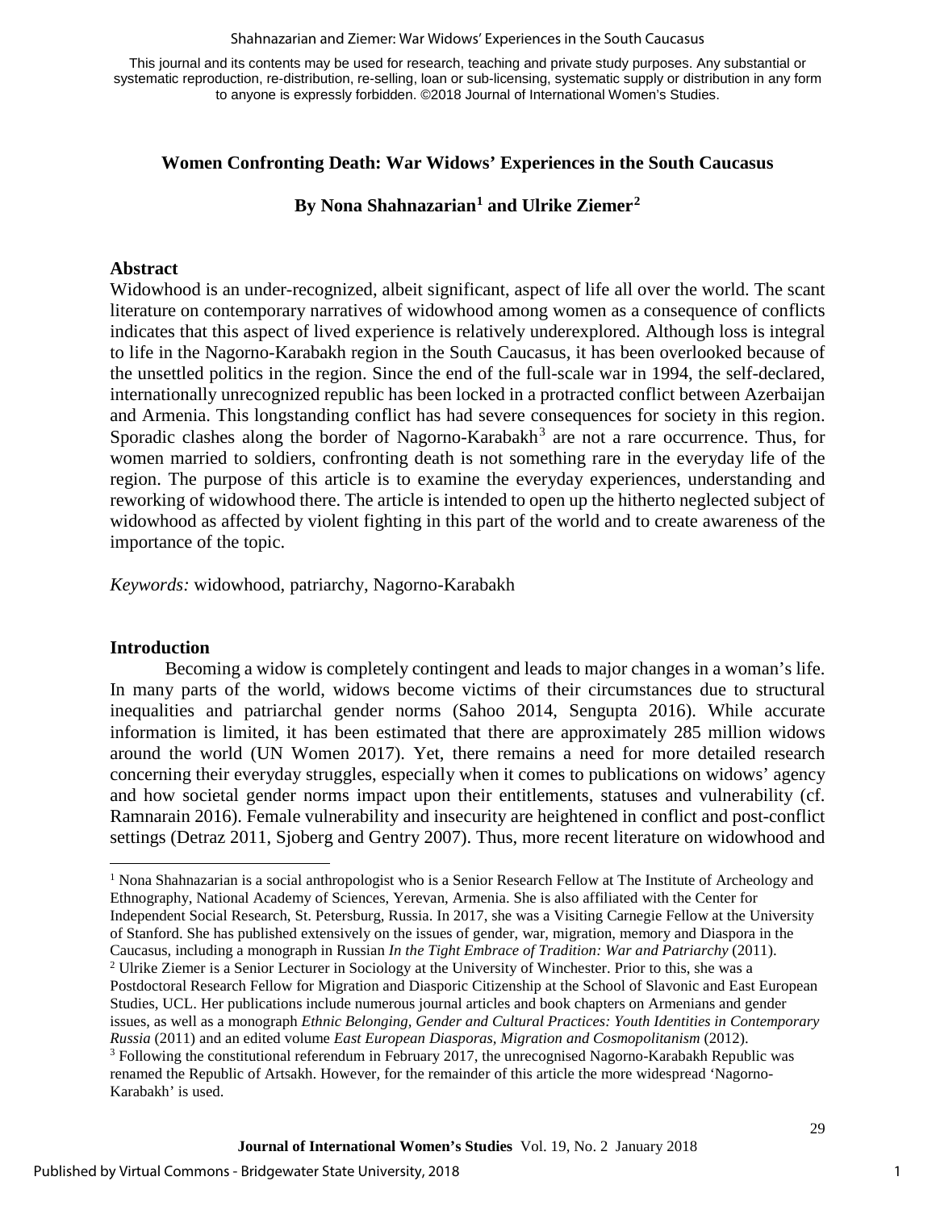# Women Confronting Death: War Widows' Experiences in the South Caucasus

## By Nona Shahnazarian[1] and Ulrike Ziemer[2]

### Abstract

Widowhood is an under-recognized, albeit significant, aspect of life all over the world. The scant literature on contemporary narratives of widowhood among women as a consequence of conflicts indicates that this aspect of lived experience is relatively underexplored. Although loss is integral to life in the Nagorno-Karabakh region in the South Caucasus, it has been overlooked because of the unsettled politics in the region. Since the end of the full-scale war in 1994, the self-declared, internationally unrecognized republic has been locked in a protracted conflict between Azerbaijan and Armenia. This longstanding conflict has had severe consequences for society in this region. Sporadic clashes along the border of Nagorno-Karabakh[3] are not a rare occurrence. Thus, for women married to soldiers, confronting death is not something rare in the everyday life of the region. The purpose of this article is to examine the everyday experiences, understanding and reworking of widowhood there. The article is intended to open up the hitherto neglected subject of widowhood as affected by violent fighting in this part of the world and to create awareness of the importance of the topic.

*Keywords:* widowhood, patriarchy, Nagorno-Karabakh

### Introduction

Becoming a widow is completely contingent and leads to major changes in a woman's life. In many parts of the world, widows become victims of their circumstances due to structural inequalities and patriarchal gender norms (Sahoo 2014, Sengupta 2016). While accurate information is limited, it has been estimated that there are approximately 285 million widows around the world (UN Women 2017). Yet, there remains a need for more detailed research concerning their everyday struggles, especially when it comes to publications on widows' agency and how societal gender norms impact upon their entitlements, statuses and vulnerability (cf. Ramnarain 2016). Female vulnerability and insecurity are heightened in conflict and post-conflict settings (Detraz 2011, Sjoberg and Gentry 2007). Thus, more recent literature on widowhood and

---

[1] Nona Shahnazarian is a social anthropologist who is a Senior Research Fellow at The Institute of Archeology and Ethnography, National Academy of Sciences, Yerevan, Armenia. She is also affiliated with the Center for Independent Social Research, St. Petersburg, Russia. In 2017, she was a Visiting Carnegie Fellow at the University of Stanford. She has published extensively on the issues of gender, war, migration, memory and Diaspora in the Caucasus, including a monograph in Russian *In the Tight Embrace of Tradition: War and Patriarchy* (2011).

[2] Ulrike Ziemer is a Senior Lecturer in Sociology at the University of Winchester. Prior to this, she was a Postdoctoral Research Fellow for Migration and Diasporic Citizenship at the School of Slavonic and East European Studies, UCL. Her publications include numerous journal articles and book chapters on Armenians and gender issues, as well as a monograph *Ethnic Belonging, Gender and Cultural Practices: Youth Identities in Contemporary Russia* (2011) and an edited volume *East European Diasporas, Migration and Cosmopolitanism* (2012).

[3] Following the constitutional referendum in February 2017, the unrecognised Nagorno-Karabakh Republic was renamed the Republic of Artsakh. However, for the remainder of this article the more widespread 'Nagorno-Karabakh' is used.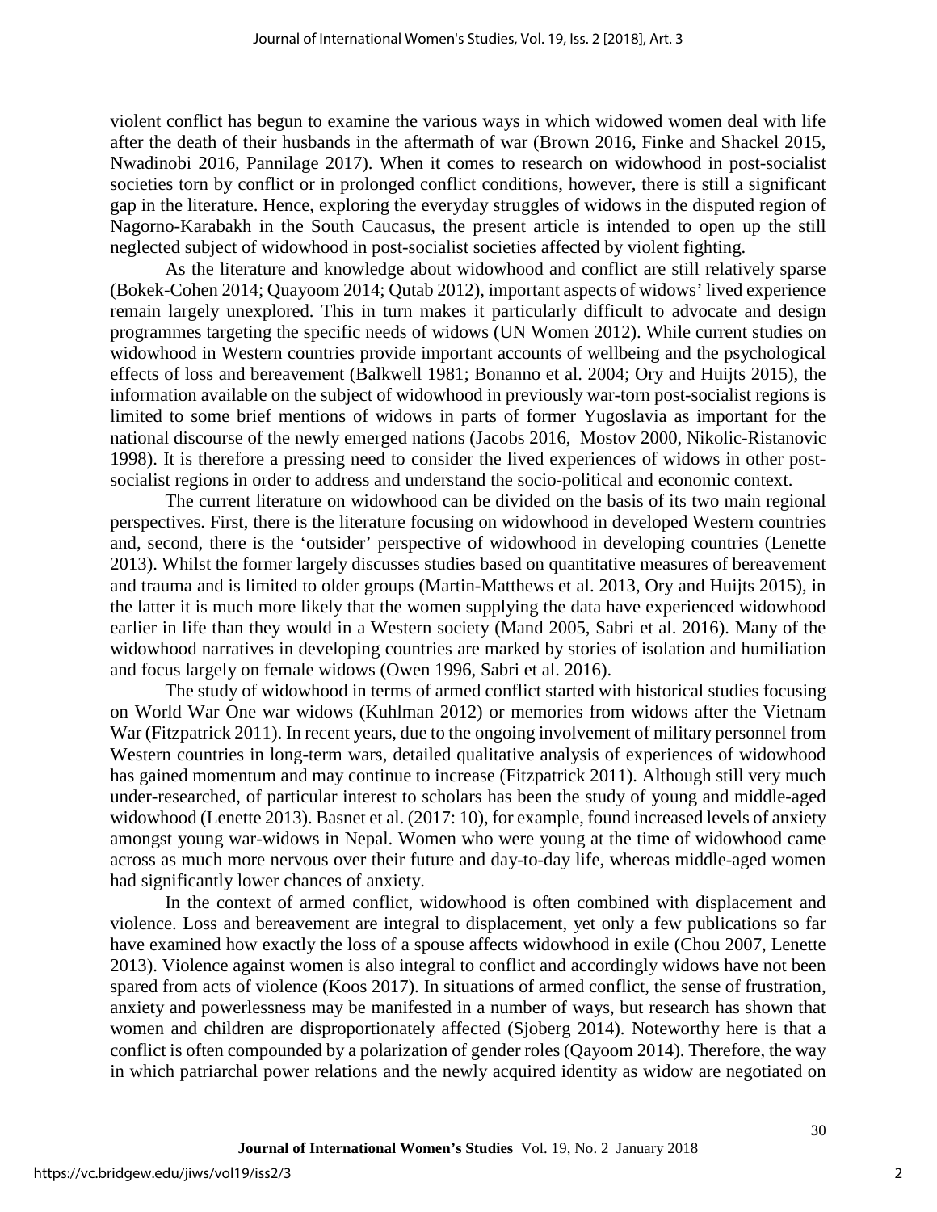violent conflict has begun to examine the various ways in which widowed women deal with life after the death of their husbands in the aftermath of war (Brown 2016, Finke and Shackel 2015, Nwadinobi 2016, Pannilage 2017). When it comes to research on widowhood in post-socialist societies torn by conflict or in prolonged conflict conditions, however, there is still a significant gap in the literature. Hence, exploring the everyday struggles of widows in the disputed region of Nagorno-Karabakh in the South Caucasus, the present article is intended to open up the still neglected subject of widowhood in post-socialist societies affected by violent fighting.

As the literature and knowledge about widowhood and conflict are still relatively sparse (Bokek-Cohen 2014; Quayoom 2014; Qutab 2012), important aspects of widows' lived experience remain largely unexplored. This in turn makes it particularly difficult to advocate and design programmes targeting the specific needs of widows (UN Women 2012). While current studies on widowhood in Western countries provide important accounts of wellbeing and the psychological effects of loss and bereavement (Balkwell 1981; Bonanno et al. 2004; Ory and Huijts 2015), the information available on the subject of widowhood in previously war-torn post-socialist regions is limited to some brief mentions of widows in parts of former Yugoslavia as important for the national discourse of the newly emerged nations (Jacobs 2016, Mostov 2000, Nikolic-Ristanovic 1998). It is therefore a pressing need to consider the lived experiences of widows in other post-socialist regions in order to address and understand the socio-political and economic context.

The current literature on widowhood can be divided on the basis of its two main regional perspectives. First, there is the literature focusing on widowhood in developed Western countries and, second, there is the 'outsider' perspective of widowhood in developing countries (Lenette 2013). Whilst the former largely discusses studies based on quantitative measures of bereavement and trauma and is limited to older groups (Martin-Matthews et al. 2013, Ory and Huijts 2015), in the latter it is much more likely that the women supplying the data have experienced widowhood earlier in life than they would in a Western society (Mand 2005, Sabri et al. 2016). Many of the widowhood narratives in developing countries are marked by stories of isolation and humiliation and focus largely on female widows (Owen 1996, Sabri et al. 2016).

The study of widowhood in terms of armed conflict started with historical studies focusing on World War One war widows (Kuhlman 2012) or memories from widows after the Vietnam War (Fitzpatrick 2011). In recent years, due to the ongoing involvement of military personnel from Western countries in long-term wars, detailed qualitative analysis of experiences of widowhood has gained momentum and may continue to increase (Fitzpatrick 2011). Although still very much under-researched, of particular interest to scholars has been the study of young and middle-aged widowhood (Lenette 2013). Basnet et al. (2017: 10), for example, found increased levels of anxiety amongst young war-widows in Nepal. Women who were young at the time of widowhood came across as much more nervous over their future and day-to-day life, whereas middle-aged women had significantly lower chances of anxiety.

In the context of armed conflict, widowhood is often combined with displacement and violence. Loss and bereavement are integral to displacement, yet only a few publications so far have examined how exactly the loss of a spouse affects widowhood in exile (Chou 2007, Lenette 2013). Violence against women is also integral to conflict and accordingly widows have not been spared from acts of violence (Koos 2017). In situations of armed conflict, the sense of frustration, anxiety and powerlessness may be manifested in a number of ways, but research has shown that women and children are disproportionately affected (Sjoberg 2014). Noteworthy here is that a conflict is often compounded by a polarization of gender roles (Qayoom 2014). Therefore, the way in which patriarchal power relations and the newly acquired identity as widow are negotiated on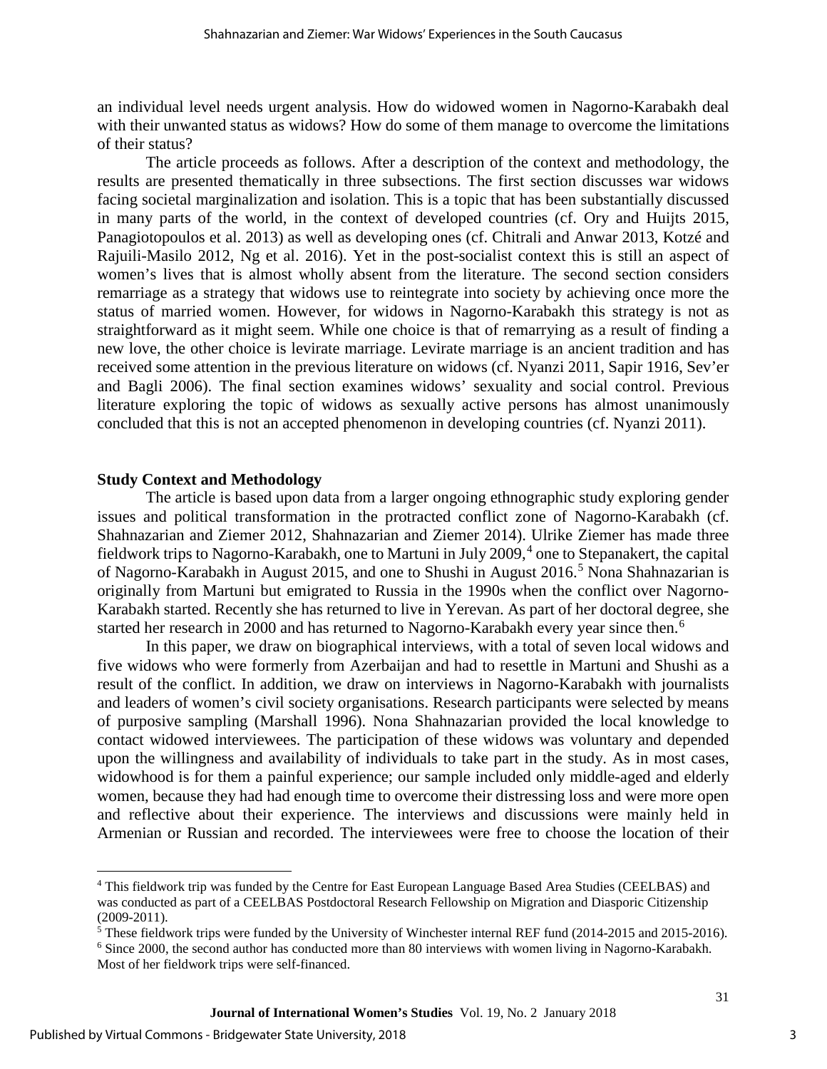an individual level needs urgent analysis. How do widowed women in Nagorno-Karabakh deal with their unwanted status as widows? How do some of them manage to overcome the limitations of their status?

The article proceeds as follows. After a description of the context and methodology, the results are presented thematically in three subsections. The first section discusses war widows facing societal marginalization and isolation. This is a topic that has been substantially discussed in many parts of the world, in the context of developed countries (cf. Ory and Huijts 2015, Panagiotopoulos et al. 2013) as well as developing ones (cf. Chitrali and Anwar 2013, Kotzé and Rajuili-Masilo 2012, Ng et al. 2016). Yet in the post-socialist context this is still an aspect of women's lives that is almost wholly absent from the literature. The second section considers remarriage as a strategy that widows use to reintegrate into society by achieving once more the status of married women. However, for widows in Nagorno-Karabakh this strategy is not as straightforward as it might seem. While one choice is that of remarrying as a result of finding a new love, the other choice is levirate marriage. Levirate marriage is an ancient tradition and has received some attention in the previous literature on widows (cf. Nyanzi 2011, Sapir 1916, Sev'er and Bagli 2006). The final section examines widows' sexuality and social control. Previous literature exploring the topic of widows as sexually active persons has almost unanimously concluded that this is not an accepted phenomenon in developing countries (cf. Nyanzi 2011).

## Study Context and Methodology

The article is based upon data from a larger ongoing ethnographic study exploring gender issues and political transformation in the protracted conflict zone of Nagorno-Karabakh (cf. Shahnazarian and Ziemer 2012, Shahnazarian and Ziemer 2014). Ulrike Ziemer has made three fieldwork trips to Nagorno-Karabakh, one to Martuni in July 2009,[4] one to Stepanakert, the capital of Nagorno-Karabakh in August 2015, and one to Shushi in August 2016.[5] Nona Shahnazarian is originally from Martuni but emigrated to Russia in the 1990s when the conflict over Nagorno-Karabakh started. Recently she has returned to live in Yerevan. As part of her doctoral degree, she started her research in 2000 and has returned to Nagorno-Karabakh every year since then.[6]

In this paper, we draw on biographical interviews, with a total of seven local widows and five widows who were formerly from Azerbaijan and had to resettle in Martuni and Shushi as a result of the conflict. In addition, we draw on interviews in Nagorno-Karabakh with journalists and leaders of women's civil society organisations. Research participants were selected by means of purposive sampling (Marshall 1996). Nona Shahnazarian provided the local knowledge to contact widowed interviewees. The participation of these widows was voluntary and depended upon the willingness and availability of individuals to take part in the study. As in most cases, widowhood is for them a painful experience; our sample included only middle-aged and elderly women, because they had had enough time to overcome their distressing loss and were more open and reflective about their experience. The interviews and discussions were mainly held in Armenian or Russian and recorded. The interviewees were free to choose the location of their

---

[4] This fieldwork trip was funded by the Centre for East European Language Based Area Studies (CEELBAS) and was conducted as part of a CEELBAS Postdoctoral Research Fellowship on Migration and Diasporic Citizenship (2009-2011).

[5] These fieldwork trips were funded by the University of Winchester internal REF fund (2014-2015 and 2015-2016).

[6] Since 2000, the second author has conducted more than 80 interviews with women living in Nagorno-Karabakh. Most of her fieldwork trips were self-financed.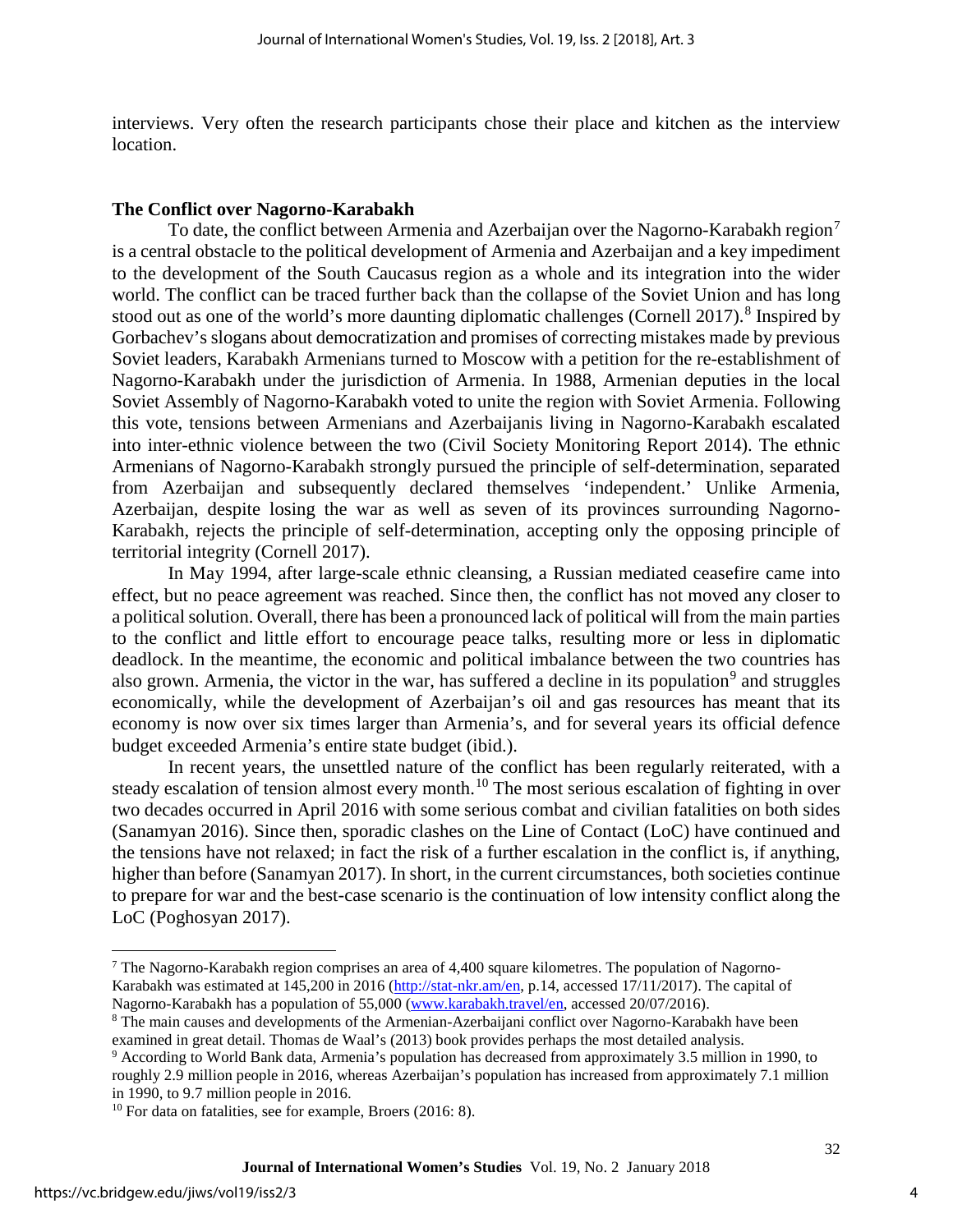interviews. Very often the research participants chose their place and kitchen as the interview location.

## The Conflict over Nagorno-Karabakh

To date, the conflict between Armenia and Azerbaijan over the Nagorno-Karabakh region[7] is a central obstacle to the political development of Armenia and Azerbaijan and a key impediment to the development of the South Caucasus region as a whole and its integration into the wider world. The conflict can be traced further back than the collapse of the Soviet Union and has long stood out as one of the world's more daunting diplomatic challenges (Cornell 2017).[8] Inspired by Gorbachev's slogans about democratization and promises of correcting mistakes made by previous Soviet leaders, Karabakh Armenians turned to Moscow with a petition for the re-establishment of Nagorno-Karabakh under the jurisdiction of Armenia. In 1988, Armenian deputies in the local Soviet Assembly of Nagorno-Karabakh voted to unite the region with Soviet Armenia. Following this vote, tensions between Armenians and Azerbaijanis living in Nagorno-Karabakh escalated into inter-ethnic violence between the two (Civil Society Monitoring Report 2014). The ethnic Armenians of Nagorno-Karabakh strongly pursued the principle of self-determination, separated from Azerbaijan and subsequently declared themselves 'independent.' Unlike Armenia, Azerbaijan, despite losing the war as well as seven of its provinces surrounding Nagorno-Karabakh, rejects the principle of self-determination, accepting only the opposing principle of territorial integrity (Cornell 2017).

In May 1994, after large-scale ethnic cleansing, a Russian mediated ceasefire came into effect, but no peace agreement was reached. Since then, the conflict has not moved any closer to a political solution. Overall, there has been a pronounced lack of political will from the main parties to the conflict and little effort to encourage peace talks, resulting more or less in diplomatic deadlock. In the meantime, the economic and political imbalance between the two countries has also grown. Armenia, the victor in the war, has suffered a decline in its population[9] and struggles economically, while the development of Azerbaijan's oil and gas resources has meant that its economy is now over six times larger than Armenia's, and for several years its official defence budget exceeded Armenia's entire state budget (ibid.).

In recent years, the unsettled nature of the conflict has been regularly reiterated, with a steady escalation of tension almost every month.[10] The most serious escalation of fighting in over two decades occurred in April 2016 with some serious combat and civilian fatalities on both sides (Sanamyan 2016). Since then, sporadic clashes on the Line of Contact (LoC) have continued and the tensions have not relaxed; in fact the risk of a further escalation in the conflict is, if anything, higher than before (Sanamyan 2017). In short, in the current circumstances, both societies continue to prepare for war and the best-case scenario is the continuation of low intensity conflict along the LoC (Poghosyan 2017).

---

[7] The Nagorno-Karabakh region comprises an area of 4,400 square kilometres. The population of Nagorno-Karabakh was estimated at 145,200 in 2016 (http://stat-nkr.am/en, p.14, accessed 17/11/2017). The capital of Nagorno-Karabakh has a population of 55,000 (www.karabakh.travel/en, accessed 20/07/2016).

[8] The main causes and developments of the Armenian-Azerbaijani conflict over Nagorno-Karabakh have been examined in great detail. Thomas de Waal's (2013) book provides perhaps the most detailed analysis.

[9] According to World Bank data, Armenia's population has decreased from approximately 3.5 million in 1990, to roughly 2.9 million people in 2016, whereas Azerbaijan's population has increased from approximately 7.1 million in 1990, to 9.7 million people in 2016.

[10] For data on fatalities, see for example, Broers (2016: 8).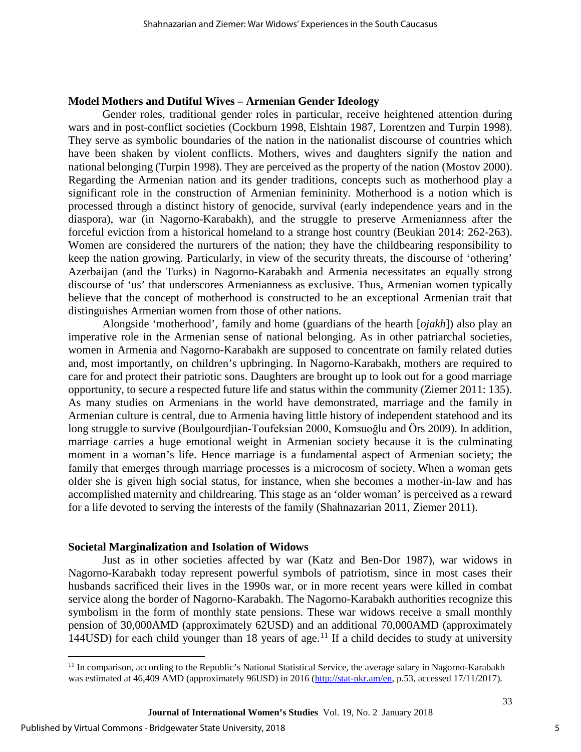## Model Mothers and Dutiful Wives – Armenian Gender Ideology

Gender roles, traditional gender roles in particular, receive heightened attention during wars and in post-conflict societies (Cockburn 1998, Elshtain 1987, Lorentzen and Turpin 1998). They serve as symbolic boundaries of the nation in the nationalist discourse of countries which have been shaken by violent conflicts. Mothers, wives and daughters signify the nation and national belonging (Turpin 1998). They are perceived as the property of the nation (Mostov 2000). Regarding the Armenian nation and its gender traditions, concepts such as motherhood play a significant role in the construction of Armenian femininity. Motherhood is a notion which is processed through a distinct history of genocide, survival (early independence years and in the diaspora), war (in Nagorno-Karabakh), and the struggle to preserve Armenianness after the forceful eviction from a historical homeland to a strange host country (Beukian 2014: 262-263). Women are considered the nurturers of the nation; they have the childbearing responsibility to keep the nation growing. Particularly, in view of the security threats, the discourse of 'othering' Azerbaijan (and the Turks) in Nagorno-Karabakh and Armenia necessitates an equally strong discourse of 'us' that underscores Armenianness as exclusive. Thus, Armenian women typically believe that the concept of motherhood is constructed to be an exceptional Armenian trait that distinguishes Armenian women from those of other nations.

Alongside 'motherhood', family and home (guardians of the hearth [*ojakh*]) also play an imperative role in the Armenian sense of national belonging. As in other patriarchal societies, women in Armenia and Nagorno-Karabakh are supposed to concentrate on family related duties and, most importantly, on children's upbringing. In Nagorno-Karabakh, mothers are required to care for and protect their patriotic sons. Daughters are brought up to look out for a good marriage opportunity, to secure a respected future life and status within the community (Ziemer 2011: 135). As many studies on Armenians in the world have demonstrated, marriage and the family in Armenian culture is central, due to Armenia having little history of independent statehood and its long struggle to survive (Boulgourdjian-Toufeksian 2000, Komsuoğlu and Örs 2009). In addition, marriage carries a huge emotional weight in Armenian society because it is the culminating moment in a woman's life. Hence marriage is a fundamental aspect of Armenian society; the family that emerges through marriage processes is a microcosm of society. When a woman gets older she is given high social status, for instance, when she becomes a mother-in-law and has accomplished maternity and childrearing. This stage as an 'older woman' is perceived as a reward for a life devoted to serving the interests of the family (Shahnazarian 2011, Ziemer 2011).

## Societal Marginalization and Isolation of Widows

Just as in other societies affected by war (Katz and Ben-Dor 1987), war widows in Nagorno-Karabakh today represent powerful symbols of patriotism, since in most cases their husbands sacrificed their lives in the 1990s war, or in more recent years were killed in combat service along the border of Nagorno-Karabakh. The Nagorno-Karabakh authorities recognize this symbolism in the form of monthly state pensions. These war widows receive a small monthly pension of 30,000AMD (approximately 62USD) and an additional 70,000AMD (approximately 144USD) for each child younger than 18 years of age.[11] If a child decides to study at university

[11] In comparison, according to the Republic's National Statistical Service, the average salary in Nagorno-Karabakh was estimated at 46,409 AMD (approximately 96USD) in 2016 (http://stat-nkr.am/en, p.53, accessed 17/11/2017).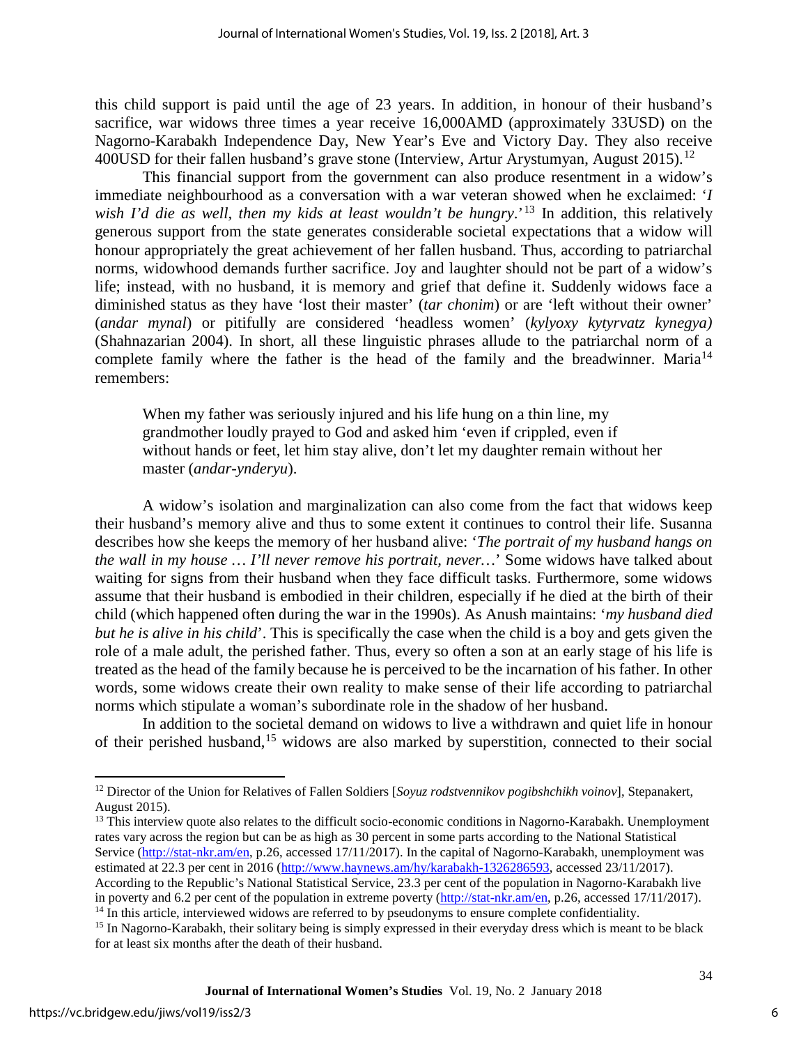this child support is paid until the age of 23 years. In addition, in honour of their husband's sacrifice, war widows three times a year receive 16,000AMD (approximately 33USD) on the Nagorno-Karabakh Independence Day, New Year's Eve and Victory Day. They also receive 400USD for their fallen husband's grave stone (Interview, Artur Arystumyan, August 2015).[12]

This financial support from the government can also produce resentment in a widow's immediate neighbourhood as a conversation with a war veteran showed when he exclaimed: '*I wish I'd die as well, then my kids at least wouldn't be hungry*.'[13] In addition, this relatively generous support from the state generates considerable societal expectations that a widow will honour appropriately the great achievement of her fallen husband. Thus, according to patriarchal norms, widowhood demands further sacrifice. Joy and laughter should not be part of a widow's life; instead, with no husband, it is memory and grief that define it. Suddenly widows face a diminished status as they have 'lost their master' (*tar chonim*) or are 'left without their owner' (*andar mynal*) or pitifully are considered 'headless women' (*kylyoxy kytyrvatz kynegya)* (Shahnazarian 2004). In short, all these linguistic phrases allude to the patriarchal norm of a complete family where the father is the head of the family and the breadwinner. Maria[14] remembers:

> When my father was seriously injured and his life hung on a thin line, my grandmother loudly prayed to God and asked him 'even if crippled, even if without hands or feet, let him stay alive, don't let my daughter remain without her master (*andar-ynderyu*).

A widow's isolation and marginalization can also come from the fact that widows keep their husband's memory alive and thus to some extent it continues to control their life. Susanna describes how she keeps the memory of her husband alive: '*The portrait of my husband hangs on the wall in my house … I'll never remove his portrait, never…*' Some widows have talked about waiting for signs from their husband when they face difficult tasks. Furthermore, some widows assume that their husband is embodied in their children, especially if he died at the birth of their child (which happened often during the war in the 1990s). As Anush maintains: '*my husband died but he is alive in his child*'. This is specifically the case when the child is a boy and gets given the role of a male adult, the perished father. Thus, every so often a son at an early stage of his life is treated as the head of the family because he is perceived to be the incarnation of his father. In other words, some widows create their own reality to make sense of their life according to patriarchal norms which stipulate a woman's subordinate role in the shadow of her husband.

In addition to the societal demand on widows to live a withdrawn and quiet life in honour of their perished husband,[15] widows are also marked by superstition, connected to their social

---

[12] Director of the Union for Relatives of Fallen Soldiers [*Soyuz rodstvennikov pogibshchikh voinov*], Stepanakert, August 2015).

[13] This interview quote also relates to the difficult socio-economic conditions in Nagorno-Karabakh. Unemployment rates vary across the region but can be as high as 30 percent in some parts according to the National Statistical Service (http://stat-nkr.am/en, p.26, accessed 17/11/2017). In the capital of Nagorno-Karabakh, unemployment was estimated at 22.3 per cent in 2016 (http://www.haynews.am/hy/karabakh-1326286593, accessed 23/11/2017). According to the Republic's National Statistical Service, 23.3 per cent of the population in Nagorno-Karabakh live in poverty and 6.2 per cent of the population in extreme poverty (http://stat-nkr.am/en, p.26, accessed 17/11/2017).

[14] In this article, interviewed widows are referred to by pseudonyms to ensure complete confidentiality.

[15] In Nagorno-Karabakh, their solitary being is simply expressed in their everyday dress which is meant to be black for at least six months after the death of their husband.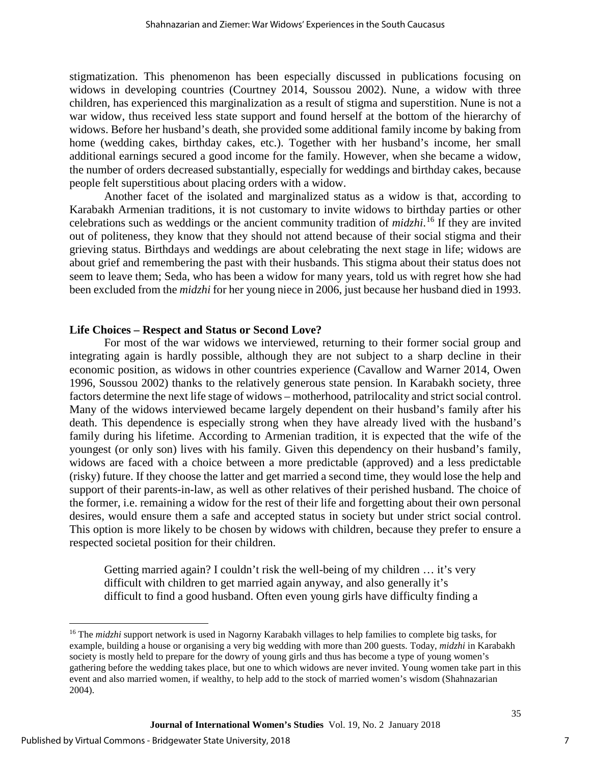stigmatization. This phenomenon has been especially discussed in publications focusing on widows in developing countries (Courtney 2014, Soussou 2002). Nune, a widow with three children, has experienced this marginalization as a result of stigma and superstition. Nune is not a war widow, thus received less state support and found herself at the bottom of the hierarchy of widows. Before her husband's death, she provided some additional family income by baking from home (wedding cakes, birthday cakes, etc.). Together with her husband's income, her small additional earnings secured a good income for the family. However, when she became a widow, the number of orders decreased substantially, especially for weddings and birthday cakes, because people felt superstitious about placing orders with a widow.

Another facet of the isolated and marginalized status as a widow is that, according to Karabakh Armenian traditions, it is not customary to invite widows to birthday parties or other celebrations such as weddings or the ancient community tradition of *midzhi*.[16] If they are invited out of politeness, they know that they should not attend because of their social stigma and their grieving status. Birthdays and weddings are about celebrating the next stage in life; widows are about grief and remembering the past with their husbands. This stigma about their status does not seem to leave them; Seda, who has been a widow for many years, told us with regret how she had been excluded from the *midzhi* for her young niece in 2006, just because her husband died in 1993.

**Life Choices – Respect and Status or Second Love?**

For most of the war widows we interviewed, returning to their former social group and integrating again is hardly possible, although they are not subject to a sharp decline in their economic position, as widows in other countries experience (Cavallow and Warner 2014, Owen 1996, Soussou 2002) thanks to the relatively generous state pension. In Karabakh society, three factors determine the next life stage of widows – motherhood, patrilocality and strict social control. Many of the widows interviewed became largely dependent on their husband's family after his death. This dependence is especially strong when they have already lived with the husband's family during his lifetime. According to Armenian tradition, it is expected that the wife of the youngest (or only son) lives with his family. Given this dependency on their husband's family, widows are faced with a choice between a more predictable (approved) and a less predictable (risky) future. If they choose the latter and get married a second time, they would lose the help and support of their parents-in-law, as well as other relatives of their perished husband. The choice of the former, i.e. remaining a widow for the rest of their life and forgetting about their own personal desires, would ensure them a safe and accepted status in society but under strict social control. This option is more likely to be chosen by widows with children, because they prefer to ensure a respected societal position for their children.

> Getting married again? I couldn't risk the well-being of my children … it's very difficult with children to get married again anyway, and also generally it's difficult to find a good husband. Often even young girls have difficulty finding a

[16] The *midzhi* support network is used in Nagorny Karabakh villages to help families to complete big tasks, for example, building a house or organising a very big wedding with more than 200 guests. Today, *midzhi* in Karabakh society is mostly held to prepare for the dowry of young girls and thus has become a type of young women's gathering before the wedding takes place, but one to which widows are never invited. Young women take part in this event and also married women, if wealthy, to help add to the stock of married women's wisdom (Shahnazarian 2004).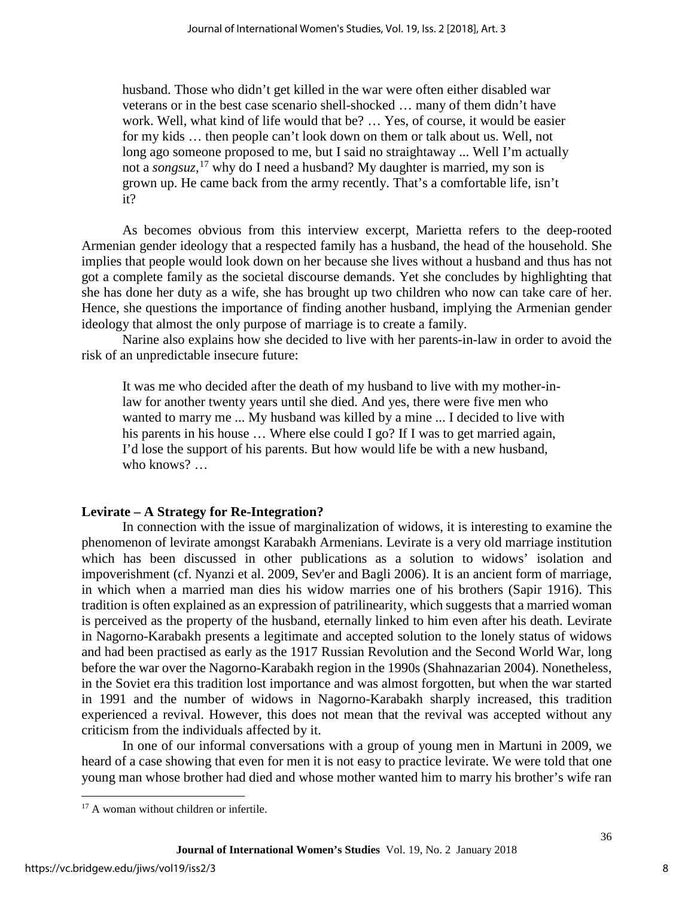> husband. Those who didn't get killed in the war were often either disabled war veterans or in the best case scenario shell-shocked … many of them didn't have work. Well, what kind of life would that be? … Yes, of course, it would be easier for my kids … then people can't look down on them or talk about us. Well, not long ago someone proposed to me, but I said no straightaway ... Well I'm actually not a *songsuz,*[17] why do I need a husband? My daughter is married, my son is grown up. He came back from the army recently. That's a comfortable life, isn't it?

As becomes obvious from this interview excerpt, Marietta refers to the deep-rooted Armenian gender ideology that a respected family has a husband, the head of the household. She implies that people would look down on her because she lives without a husband and thus has not got a complete family as the societal discourse demands. Yet she concludes by highlighting that she has done her duty as a wife, she has brought up two children who now can take care of her. Hence, she questions the importance of finding another husband, implying the Armenian gender ideology that almost the only purpose of marriage is to create a family.

Narine also explains how she decided to live with her parents-in-law in order to avoid the risk of an unpredictable insecure future:

> It was me who decided after the death of my husband to live with my mother-in-law for another twenty years until she died. And yes, there were five men who wanted to marry me ... My husband was killed by a mine ... I decided to live with his parents in his house … Where else could I go? If I was to get married again, I'd lose the support of his parents. But how would life be with a new husband, who knows? …

## Levirate – A Strategy for Re-Integration?

In connection with the issue of marginalization of widows, it is interesting to examine the phenomenon of levirate amongst Karabakh Armenians. Levirate is a very old marriage institution which has been discussed in other publications as a solution to widows' isolation and impoverishment (cf. Nyanzi et al. 2009, Sev'er and Bagli 2006). It is an ancient form of marriage, in which when a married man dies his widow marries one of his brothers (Sapir 1916). This tradition is often explained as an expression of patrilinearity, which suggests that a married woman is perceived as the property of the husband, eternally linked to him even after his death. Levirate in Nagorno-Karabakh presents a legitimate and accepted solution to the lonely status of widows and had been practised as early as the 1917 Russian Revolution and the Second World War, long before the war over the Nagorno-Karabakh region in the 1990s (Shahnazarian 2004). Nonetheless, in the Soviet era this tradition lost importance and was almost forgotten, but when the war started in 1991 and the number of widows in Nagorno-Karabakh sharply increased, this tradition experienced a revival. However, this does not mean that the revival was accepted without any criticism from the individuals affected by it.

In one of our informal conversations with a group of young men in Martuni in 2009, we heard of a case showing that even for men it is not easy to practice levirate. We were told that one young man whose brother had died and whose mother wanted him to marry his brother's wife ran

[17] A woman without children or infertile.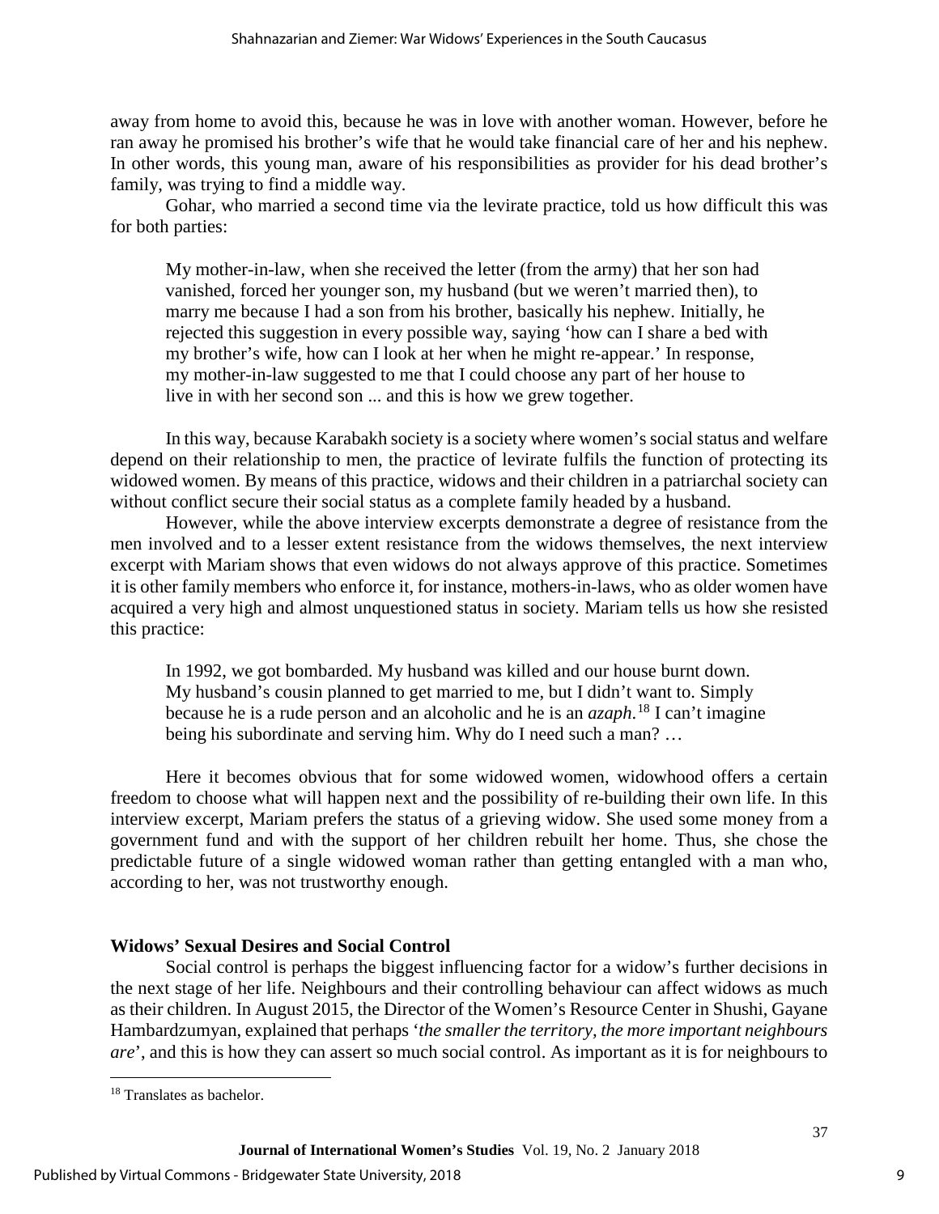away from home to avoid this, because he was in love with another woman. However, before he ran away he promised his brother's wife that he would take financial care of her and his nephew. In other words, this young man, aware of his responsibilities as provider for his dead brother's family, was trying to find a middle way.

Gohar, who married a second time via the levirate practice, told us how difficult this was for both parties:

> My mother-in-law, when she received the letter (from the army) that her son had vanished, forced her younger son, my husband (but we weren't married then), to marry me because I had a son from his brother, basically his nephew. Initially, he rejected this suggestion in every possible way, saying 'how can I share a bed with my brother's wife, how can I look at her when he might re-appear.' In response, my mother-in-law suggested to me that I could choose any part of her house to live in with her second son ... and this is how we grew together.

In this way, because Karabakh society is a society where women's social status and welfare depend on their relationship to men, the practice of levirate fulfils the function of protecting its widowed women. By means of this practice, widows and their children in a patriarchal society can without conflict secure their social status as a complete family headed by a husband.

However, while the above interview excerpts demonstrate a degree of resistance from the men involved and to a lesser extent resistance from the widows themselves, the next interview excerpt with Mariam shows that even widows do not always approve of this practice. Sometimes it is other family members who enforce it, for instance, mothers-in-laws, who as older women have acquired a very high and almost unquestioned status in society. Mariam tells us how she resisted this practice:

> In 1992, we got bombarded. My husband was killed and our house burnt down. My husband's cousin planned to get married to me, but I didn't want to. Simply because he is a rude person and an alcoholic and he is an *azaph*.[18] I can't imagine being his subordinate and serving him. Why do I need such a man? …

Here it becomes obvious that for some widowed women, widowhood offers a certain freedom to choose what will happen next and the possibility of re-building their own life. In this interview excerpt, Mariam prefers the status of a grieving widow. She used some money from a government fund and with the support of her children rebuilt her home. Thus, she chose the predictable future of a single widowed woman rather than getting entangled with a man who, according to her, was not trustworthy enough.

## Widows' Sexual Desires and Social Control

Social control is perhaps the biggest influencing factor for a widow's further decisions in the next stage of her life. Neighbours and their controlling behaviour can affect widows as much as their children. In August 2015, the Director of the Women's Resource Center in Shushi, Gayane Hambardzumyan, explained that perhaps '*the smaller the territory, the more important neighbours are*', and this is how they can assert so much social control. As important as it is for neighbours to

---

[18] Translates as bachelor.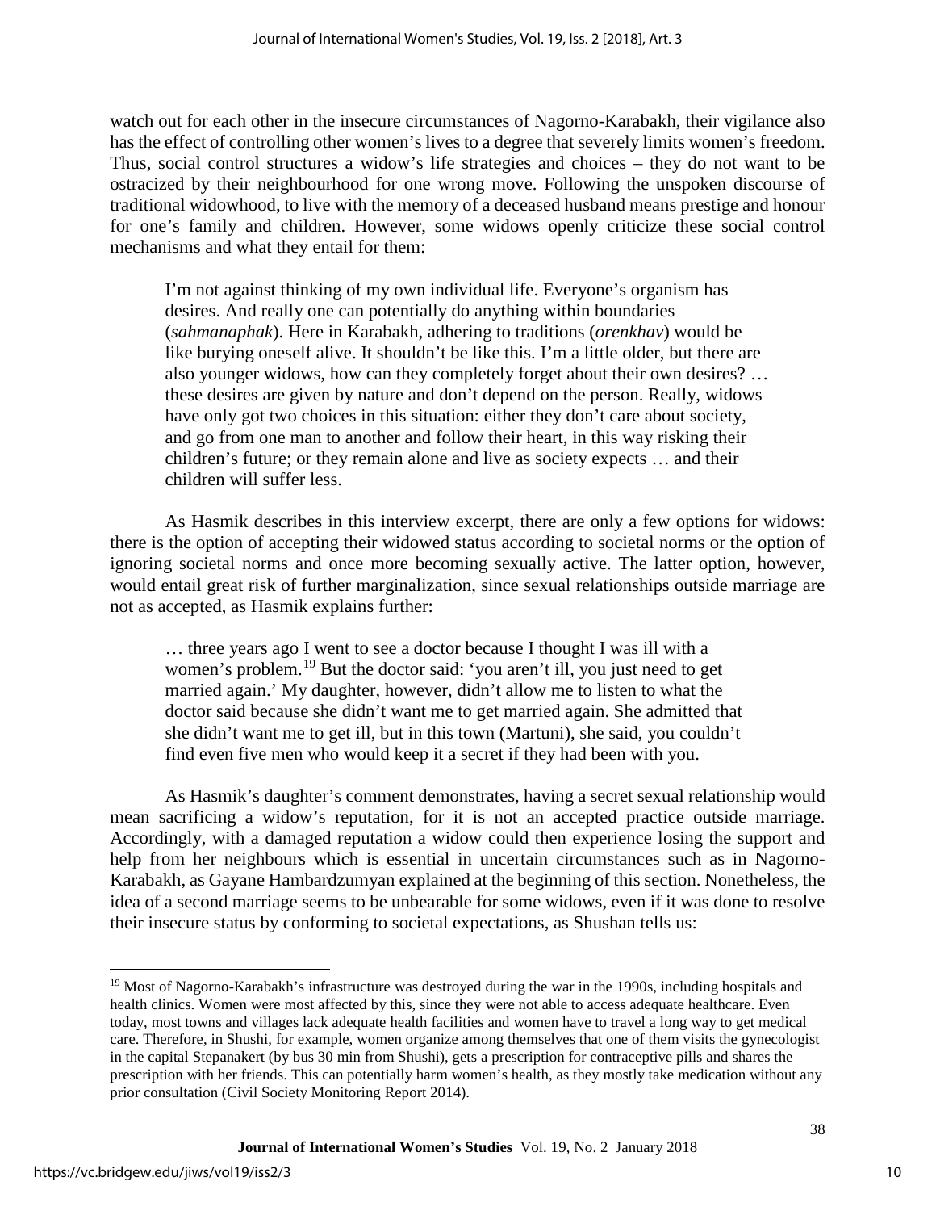watch out for each other in the insecure circumstances of Nagorno-Karabakh, their vigilance also has the effect of controlling other women's lives to a degree that severely limits women's freedom. Thus, social control structures a widow's life strategies and choices – they do not want to be ostracized by their neighbourhood for one wrong move. Following the unspoken discourse of traditional widowhood, to live with the memory of a deceased husband means prestige and honour for one's family and children. However, some widows openly criticize these social control mechanisms and what they entail for them:

> I'm not against thinking of my own individual life. Everyone's organism has desires. And really one can potentially do anything within boundaries (*sahmanaphak*). Here in Karabakh, adhering to traditions (*orenkhav*) would be like burying oneself alive. It shouldn't be like this. I'm a little older, but there are also younger widows, how can they completely forget about their own desires? … these desires are given by nature and don't depend on the person. Really, widows have only got two choices in this situation: either they don't care about society, and go from one man to another and follow their heart, in this way risking their children's future; or they remain alone and live as society expects … and their children will suffer less.

As Hasmik describes in this interview excerpt, there are only a few options for widows: there is the option of accepting their widowed status according to societal norms or the option of ignoring societal norms and once more becoming sexually active. The latter option, however, would entail great risk of further marginalization, since sexual relationships outside marriage are not as accepted, as Hasmik explains further:

> … three years ago I went to see a doctor because I thought I was ill with a women's problem.[19] But the doctor said: 'you aren't ill, you just need to get married again.' My daughter, however, didn't allow me to listen to what the doctor said because she didn't want me to get married again. She admitted that she didn't want me to get ill, but in this town (Martuni), she said, you couldn't find even five men who would keep it a secret if they had been with you.

As Hasmik's daughter's comment demonstrates, having a secret sexual relationship would mean sacrificing a widow's reputation, for it is not an accepted practice outside marriage. Accordingly, with a damaged reputation a widow could then experience losing the support and help from her neighbours which is essential in uncertain circumstances such as in Nagorno-Karabakh, as Gayane Hambardzumyan explained at the beginning of this section. Nonetheless, the idea of a second marriage seems to be unbearable for some widows, even if it was done to resolve their insecure status by conforming to societal expectations, as Shushan tells us:

[19] Most of Nagorno-Karabakh's infrastructure was destroyed during the war in the 1990s, including hospitals and health clinics. Women were most affected by this, since they were not able to access adequate healthcare. Even today, most towns and villages lack adequate health facilities and women have to travel a long way to get medical care. Therefore, in Shushi, for example, women organize among themselves that one of them visits the gynecologist in the capital Stepanakert (by bus 30 min from Shushi), gets a prescription for contraceptive pills and shares the prescription with her friends. This can potentially harm women's health, as they mostly take medication without any prior consultation (Civil Society Monitoring Report 2014).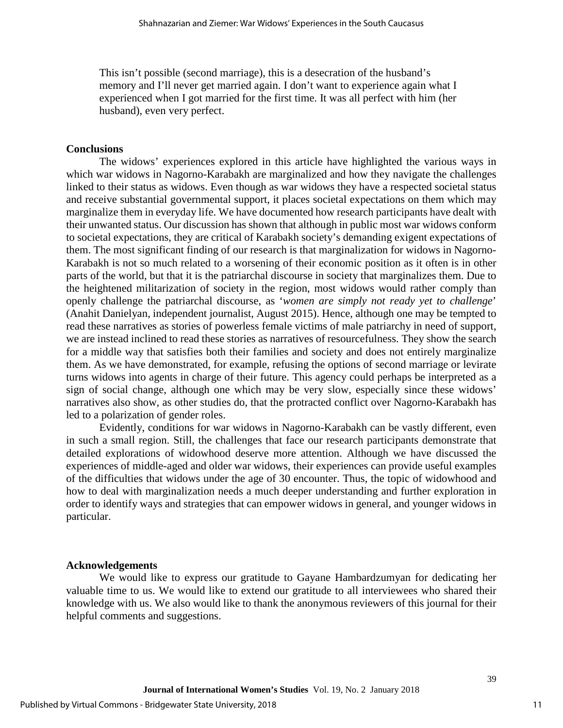> This isn't possible (second marriage), this is a desecration of the husband's memory and I'll never get married again. I don't want to experience again what I experienced when I got married for the first time. It was all perfect with him (her husband), even very perfect.

## Conclusions

The widows' experiences explored in this article have highlighted the various ways in which war widows in Nagorno-Karabakh are marginalized and how they navigate the challenges linked to their status as widows. Even though as war widows they have a respected societal status and receive substantial governmental support, it places societal expectations on them which may marginalize them in everyday life. We have documented how research participants have dealt with their unwanted status. Our discussion has shown that although in public most war widows conform to societal expectations, they are critical of Karabakh society's demanding exigent expectations of them. The most significant finding of our research is that marginalization for widows in Nagorno-Karabakh is not so much related to a worsening of their economic position as it often is in other parts of the world, but that it is the patriarchal discourse in society that marginalizes them. Due to the heightened militarization of society in the region, most widows would rather comply than openly challenge the patriarchal discourse, as '*women are simply not ready yet to challenge*' (Anahit Danielyan, independent journalist, August 2015). Hence, although one may be tempted to read these narratives as stories of powerless female victims of male patriarchy in need of support, we are instead inclined to read these stories as narratives of resourcefulness. They show the search for a middle way that satisfies both their families and society and does not entirely marginalize them. As we have demonstrated, for example, refusing the options of second marriage or levirate turns widows into agents in charge of their future. This agency could perhaps be interpreted as a sign of social change, although one which may be very slow, especially since these widows' narratives also show, as other studies do, that the protracted conflict over Nagorno-Karabakh has led to a polarization of gender roles.

Evidently, conditions for war widows in Nagorno-Karabakh can be vastly different, even in such a small region. Still, the challenges that face our research participants demonstrate that detailed explorations of widowhood deserve more attention. Although we have discussed the experiences of middle-aged and older war widows, their experiences can provide useful examples of the difficulties that widows under the age of 30 encounter. Thus, the topic of widowhood and how to deal with marginalization needs a much deeper understanding and further exploration in order to identify ways and strategies that can empower widows in general, and younger widows in particular.

## Acknowledgements

We would like to express our gratitude to Gayane Hambardzumyan for dedicating her valuable time to us. We would like to extend our gratitude to all interviewees who shared their knowledge with us. We also would like to thank the anonymous reviewers of this journal for their helpful comments and suggestions.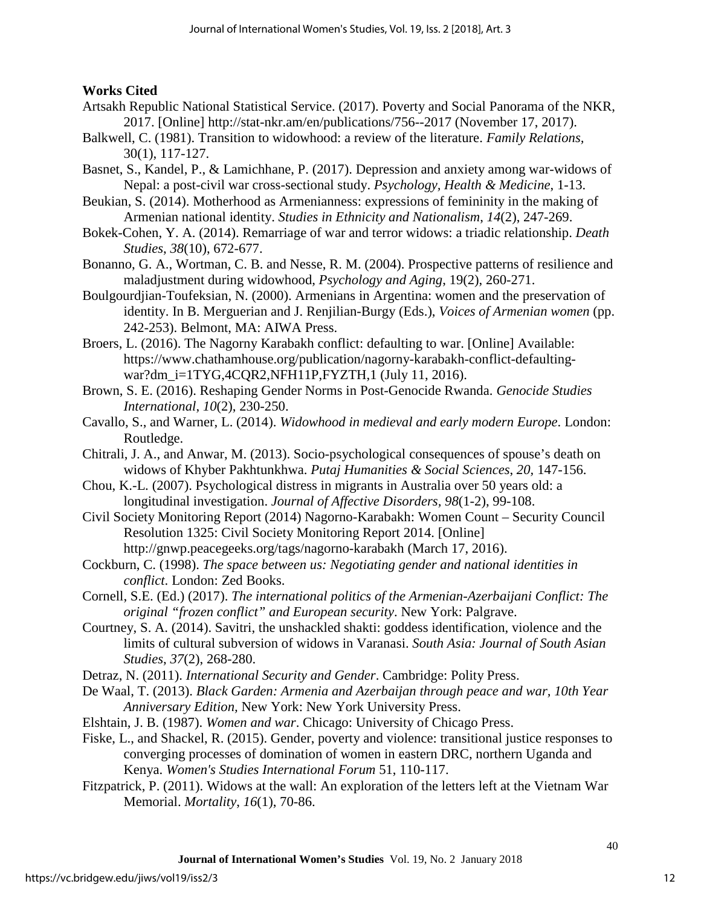**Works Cited**

Artsakh Republic National Statistical Service. (2017). Poverty and Social Panorama of the NKR, 2017. [Online] http://stat-nkr.am/en/publications/756--2017 (November 17, 2017).

Balkwell, C. (1981). Transition to widowhood: a review of the literature. *Family Relations,* 30(1), 117-127.

Basnet, S., Kandel, P., & Lamichhane, P. (2017). Depression and anxiety among war-widows of Nepal: a post-civil war cross-sectional study. *Psychology, Health & Medicine*, 1-13.

Beukian, S. (2014). Motherhood as Armenianness: expressions of femininity in the making of Armenian national identity. *Studies in Ethnicity and Nationalism*, *14*(2), 247-269.

Bokek-Cohen, Y. A. (2014). Remarriage of war and terror widows: a triadic relationship. *Death Studies*, *38*(10), 672-677.

Bonanno, G. A., Wortman, C. B. and Nesse, R. M. (2004). Prospective patterns of resilience and maladjustment during widowhood, *Psychology and Aging*, 19(2), 260-271.

Boulgourdjian-Toufeksian, N. (2000). Armenians in Argentina: women and the preservation of identity. In B. Merguerian and J. Renjilian-Burgy (Eds.), *Voices of Armenian women* (pp. 242-253). Belmont, MA: AIWA Press.

Broers, L. (2016). The Nagorny Karabakh conflict: defaulting to war. [Online] Available: https://www.chathamhouse.org/publication/nagorny-karabakh-conflict-defaulting-war?dm_i=1TYG,4CQR2,NFH11P,FYZTH,1 (July 11, 2016).

Brown, S. E. (2016). Reshaping Gender Norms in Post-Genocide Rwanda. *Genocide Studies International*, *10*(2), 230-250.

Cavallo, S., and Warner, L. (2014). *Widowhood in medieval and early modern Europe*. London: Routledge.

Chitrali, J. A., and Anwar, M. (2013). Socio-psychological consequences of spouse's death on widows of Khyber Pakhtunkhwa. *Putaj Humanities & Social Sciences*, *20*, 147-156.

Chou, K.-L. (2007). Psychological distress in migrants in Australia over 50 years old: a longitudinal investigation. *Journal of Affective Disorders, 98*(1-2), 99-108.

Civil Society Monitoring Report (2014) Nagorno-Karabakh: Women Count – Security Council Resolution 1325: Civil Society Monitoring Report 2014. [Online] http://gnwp.peacegeeks.org/tags/nagorno-karabakh (March 17, 2016).

Cockburn, C. (1998). *The space between us: Negotiating gender and national identities in conflict*. London: Zed Books.

Cornell, S.E. (Ed.) (2017). *The international politics of the Armenian-Azerbaijani Conflict: The original "frozen conflict" and European security*. New York: Palgrave.

Courtney, S. A. (2014). Savitri, the unshackled shakti: goddess identification, violence and the limits of cultural subversion of widows in Varanasi. *South Asia: Journal of South Asian Studies*, *37*(2), 268-280.

Detraz, N. (2011). *International Security and Gender*. Cambridge: Polity Press.

De Waal, T. (2013). *Black Garden: Armenia and Azerbaijan through peace and war, 10th Year Anniversary Edition*, New York: New York University Press.

Elshtain, J. B. (1987). *Women and war*. Chicago: University of Chicago Press.

Fiske, L., and Shackel, R. (2015). Gender, poverty and violence: transitional justice responses to converging processes of domination of women in eastern DRC, northern Uganda and Kenya. *Women's Studies International Forum* 51, 110-117.

Fitzpatrick, P. (2011). Widows at the wall: An exploration of the letters left at the Vietnam War Memorial. *Mortality*, *16*(1), 70-86.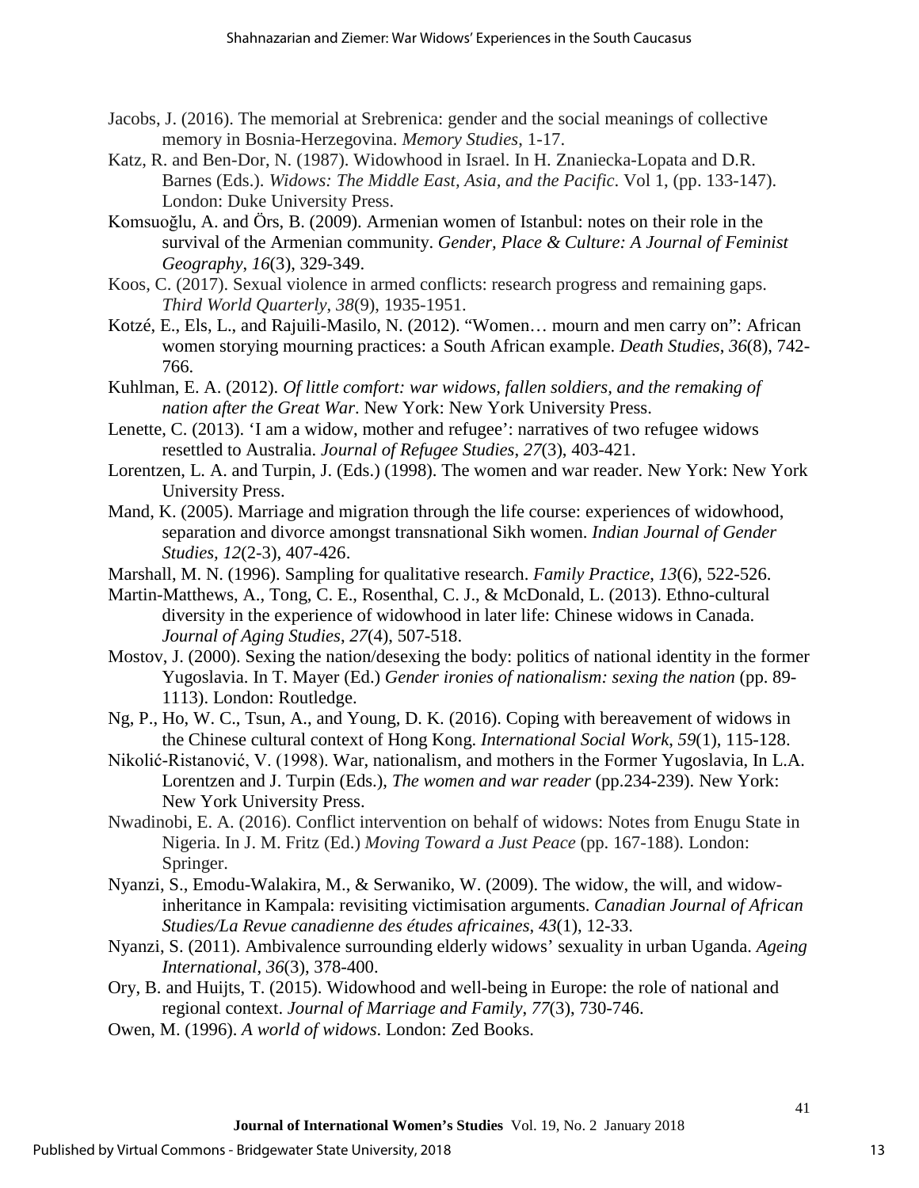Jacobs, J. (2016). The memorial at Srebrenica: gender and the social meanings of collective memory in Bosnia-Herzegovina. *Memory Studies*, 1-17.

Katz, R. and Ben-Dor, N. (1987). Widowhood in Israel. In H. Znaniecka-Lopata and D.R. Barnes (Eds.). *Widows: The Middle East, Asia, and the Pacific*. Vol 1, (pp. 133-147). London: Duke University Press.

Komsuoğlu, A. and Örs, B. (2009). Armenian women of Istanbul: notes on their role in the survival of the Armenian community. *Gender, Place & Culture: A Journal of Feminist Geography*, *16*(3), 329-349.

Koos, C. (2017). Sexual violence in armed conflicts: research progress and remaining gaps. *Third World Quarterly*, *38*(9), 1935-1951.

Kotzé, E., Els, L., and Rajuili-Masilo, N. (2012). "Women… mourn and men carry on": African women storying mourning practices: a South African example. *Death Studies*, *36*(8), 742-766.

Kuhlman, E. A. (2012). *Of little comfort: war widows, fallen soldiers, and the remaking of nation after the Great War*. New York: New York University Press.

Lenette, C. (2013). 'I am a widow, mother and refugee': narratives of two refugee widows resettled to Australia. *Journal of Refugee Studies*, *27*(3), 403-421.

Lorentzen, L. A. and Turpin, J. (Eds.) (1998). The women and war reader. New York: New York University Press.

Mand, K. (2005). Marriage and migration through the life course: experiences of widowhood, separation and divorce amongst transnational Sikh women. *Indian Journal of Gender Studies, 12*(2-3), 407-426.

Marshall, M. N. (1996). Sampling for qualitative research. *Family Practice*, *13*(6), 522-526.

Martin-Matthews, A., Tong, C. E., Rosenthal, C. J., & McDonald, L. (2013). Ethno-cultural diversity in the experience of widowhood in later life: Chinese widows in Canada. *Journal of Aging Studies*, *27*(4), 507-518.

Mostov, J. (2000). Sexing the nation/desexing the body: politics of national identity in the former Yugoslavia. In T. Mayer (Ed.) *Gender ironies of nationalism: sexing the nation* (pp. 89-1113). London: Routledge.

Ng, P., Ho, W. C., Tsun, A., and Young, D. K. (2016). Coping with bereavement of widows in the Chinese cultural context of Hong Kong. *International Social Work*, *59*(1), 115-128.

Nikolić-Ristanović, V. (1998). War, nationalism, and mothers in the Former Yugoslavia, In L.A. Lorentzen and J. Turpin (Eds.), *The women and war reader* (pp.234-239). New York: New York University Press.

Nwadinobi, E. A. (2016). Conflict intervention on behalf of widows: Notes from Enugu State in Nigeria. In J. M. Fritz (Ed.) *Moving Toward a Just Peace* (pp. 167-188). London: Springer.

Nyanzi, S., Emodu-Walakira, M., & Serwaniko, W. (2009). The widow, the will, and widow-inheritance in Kampala: revisiting victimisation arguments. *Canadian Journal of African Studies/La Revue canadienne des études africaines*, *43*(1), 12-33.

Nyanzi, S. (2011). Ambivalence surrounding elderly widows' sexuality in urban Uganda. *Ageing International*, *36*(3), 378-400.

Ory, B. and Huijts, T. (2015). Widowhood and well-being in Europe: the role of national and regional context. *Journal of Marriage and Family*, *77*(3), 730-746.

Owen, M. (1996). *A world of widows*. London: Zed Books.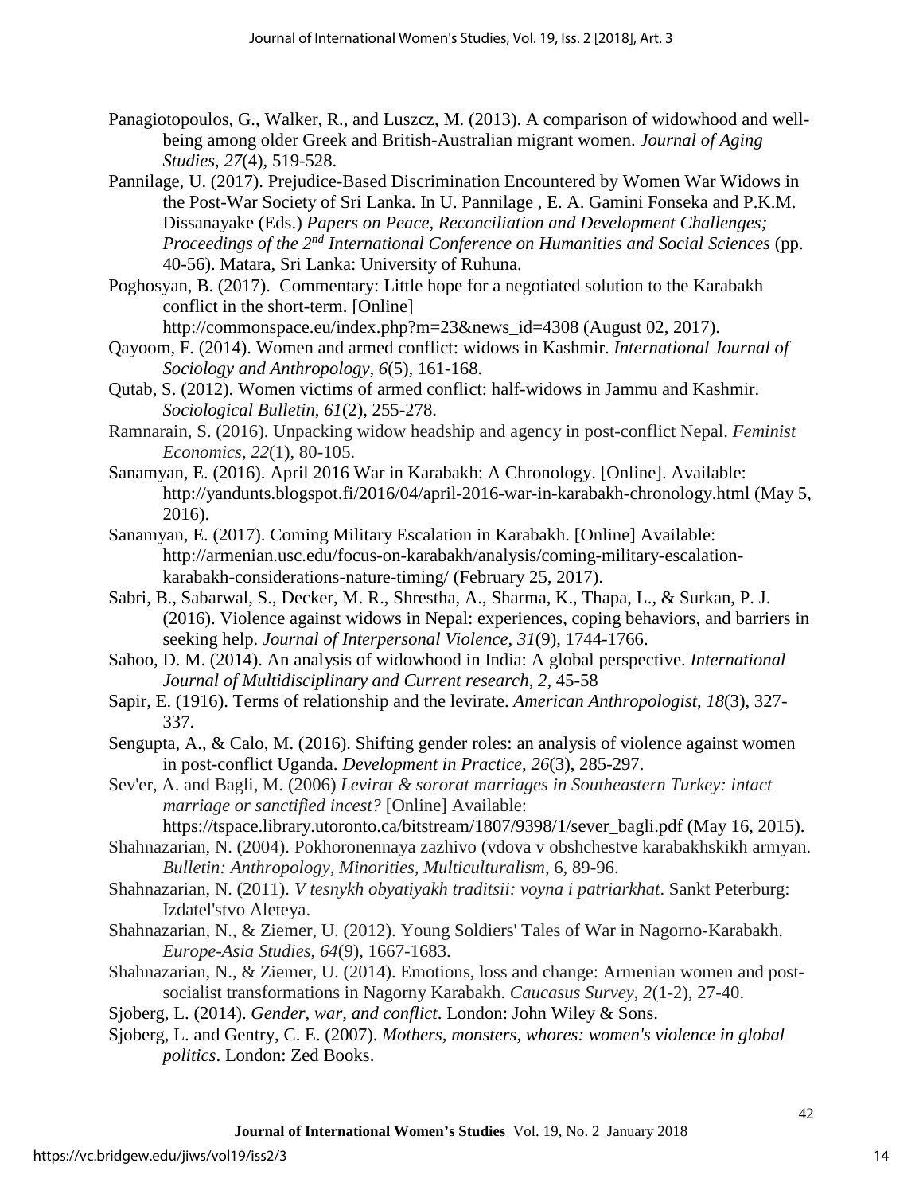Panagiotopoulos, G., Walker, R., and Luszcz, M. (2013). A comparison of widowhood and well-being among older Greek and British-Australian migrant women. *Journal of Aging Studies*, *27*(4), 519-528.

Pannilage, U. (2017). Prejudice-Based Discrimination Encountered by Women War Widows in the Post-War Society of Sri Lanka. In U. Pannilage , E. A. Gamini Fonseka and P.K.M. Dissanayake (Eds.) *Papers on Peace, Reconciliation and Development Challenges; Proceedings of the 2nd International Conference on Humanities and Social Sciences* (pp. 40-56). Matara, Sri Lanka: University of Ruhuna.

Poghosyan, B. (2017). Commentary: Little hope for a negotiated solution to the Karabakh conflict in the short-term. [Online] http://commonspace.eu/index.php?m=23&news_id=4308 (August 02, 2017).

Qayoom, F. (2014). Women and armed conflict: widows in Kashmir. *International Journal of Sociology and Anthropology*, *6*(5), 161-168.

Qutab, S. (2012). Women victims of armed conflict: half-widows in Jammu and Kashmir. *Sociological Bulletin*, *61*(2), 255-278.

Ramnarain, S. (2016). Unpacking widow headship and agency in post-conflict Nepal. *Feminist Economics*, *22*(1), 80-105.

Sanamyan, E. (2016). April 2016 War in Karabakh: A Chronology. [Online]. Available: http://yandunts.blogspot.fi/2016/04/april-2016-war-in-karabakh-chronology.html (May 5, 2016).

Sanamyan, E. (2017). Coming Military Escalation in Karabakh. [Online] Available: http://armenian.usc.edu/focus-on-karabakh/analysis/coming-military-escalation-karabakh-considerations-nature-timing/ (February 25, 2017).

Sabri, B., Sabarwal, S., Decker, M. R., Shrestha, A., Sharma, K., Thapa, L., & Surkan, P. J. (2016). Violence against widows in Nepal: experiences, coping behaviors, and barriers in seeking help. *Journal of Interpersonal Violence*, *31*(9), 1744-1766.

Sahoo, D. M. (2014). An analysis of widowhood in India: A global perspective. *International Journal of Multidisciplinary and Current research*, *2*, 45-58

Sapir, E. (1916). Terms of relationship and the levirate. *American Anthropologist*, *18*(3), 327-337.

Sengupta, A., & Calo, M. (2016). Shifting gender roles: an analysis of violence against women in post-conflict Uganda. *Development in Practice*, *26*(3), 285-297.

Sev'er, A. and Bagli, M. (2006) *Levirat & sororat marriages in Southeastern Turkey: intact marriage or sanctified incest?* [Online] Available: https://tspace.library.utoronto.ca/bitstream/1807/9398/1/sever_bagli.pdf (May 16, 2015).

Shahnazarian, N. (2004). Pokhoronennaya zazhivo (vdova v obshchestve karabakhskikh armyan. *Bulletin: Anthropology, Minorities, Multiculturalism*, 6, 89-96.

Shahnazarian, N. (2011). *V tesnykh obyatiyakh traditsii: voyna i patriarkhat*. Sankt Peterburg: Izdatel'stvo Aleteya.

Shahnazarian, N., & Ziemer, U. (2012). Young Soldiers' Tales of War in Nagorno-Karabakh. *Europe-Asia Studies*, *64*(9), 1667-1683.

Shahnazarian, N., & Ziemer, U. (2014). Emotions, loss and change: Armenian women and post-socialist transformations in Nagorny Karabakh. *Caucasus Survey*, *2*(1-2), 27-40.

Sjoberg, L. (2014). *Gender, war, and conflict*. London: John Wiley & Sons.

Sjoberg, L. and Gentry, C. E. (2007). *Mothers, monsters, whores: women's violence in global politics*. London: Zed Books.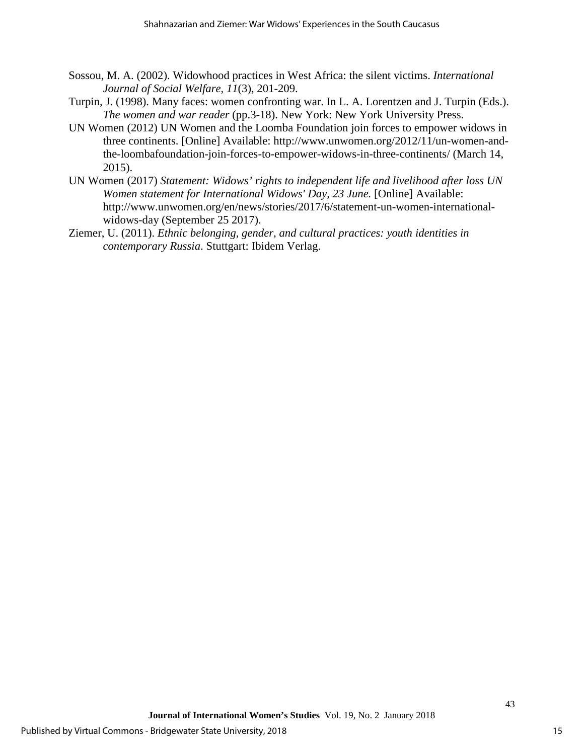Sossou, M. A. (2002). Widowhood practices in West Africa: the silent victims. *International Journal of Social Welfare*, *11*(3), 201-209.

Turpin, J. (1998). Many faces: women confronting war. In L. A. Lorentzen and J. Turpin (Eds.). *The women and war reader* (pp.3-18). New York: New York University Press.

UN Women (2012) UN Women and the Loomba Foundation join forces to empower widows in three continents. [Online] Available: http://www.unwomen.org/2012/11/un-women-and-the-loombafoundation-join-forces-to-empower-widows-in-three-continents/ (March 14, 2015).

UN Women (2017) *Statement: Widows' rights to independent life and livelihood after loss UN Women statement for International Widows' Day, 23 June.* [Online] Available: http://www.unwomen.org/en/news/stories/2017/6/statement-un-women-international-widows-day (September 25 2017).

Ziemer, U. (2011). *Ethnic belonging, gender, and cultural practices: youth identities in contemporary Russia*. Stuttgart: Ibidem Verlag.